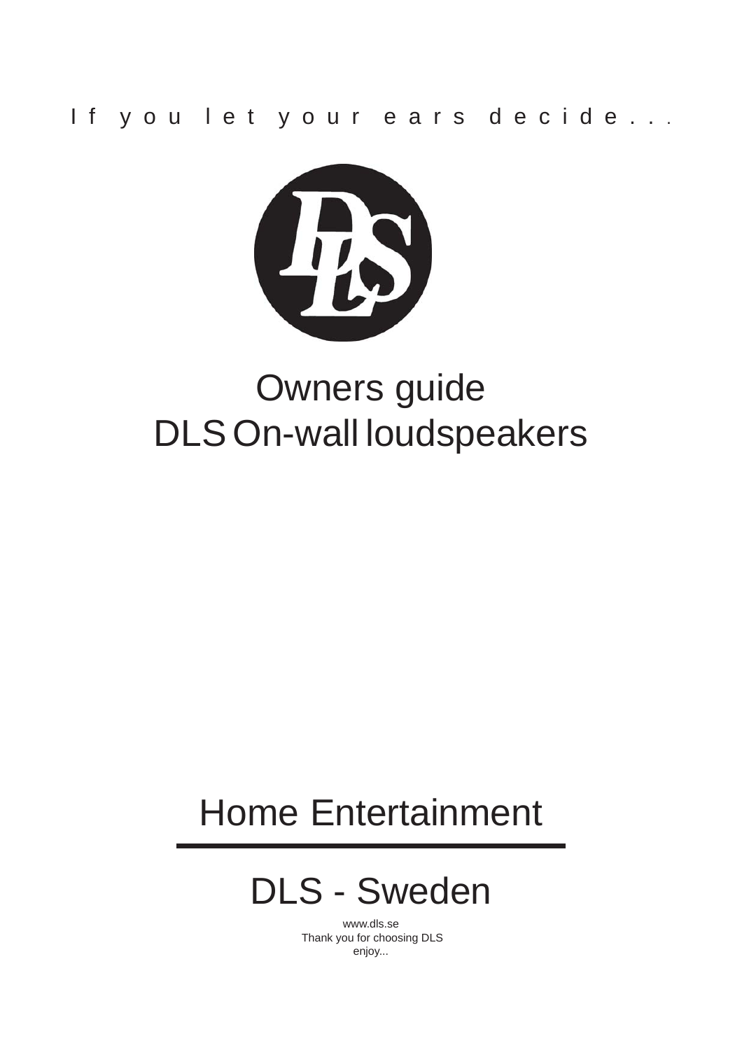If you let your ears decide...

# Owners guide
# DLS On-wall loudspeakers

## Home Entertainment

## DLS - Sweden

www.dls.se
Thank you for choosing DLS
enjoy...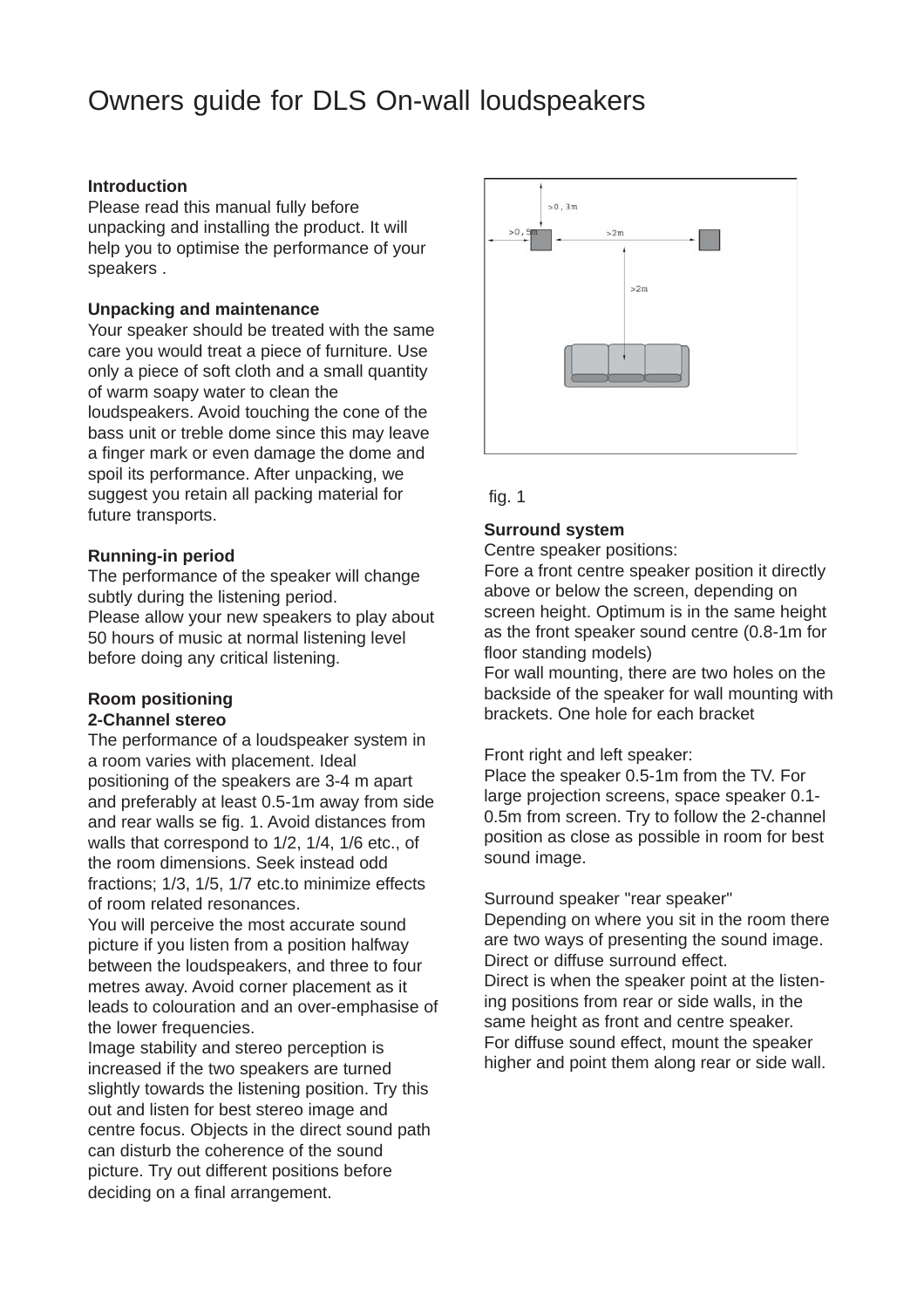# Owners guide for DLS On-wall loudspeakers

**Introduction**
Please read this manual fully before unpacking and installing the product. It will help you to optimise the performance of your speakers .

**Unpacking and maintenance**
Your speaker should be treated with the same care you would treat a piece of furniture. Use only a piece of soft cloth and a small quantity of warm soapy water to clean the loudspeakers. Avoid touching the cone of the bass unit or treble dome since this may leave a finger mark or even damage the dome and spoil its performance. After unpacking, we suggest you retain all packing material for future transports.

**Running-in period**
The performance of the speaker will change subtly during the listening period.
Please allow your new speakers to play about 50 hours of music at normal listening level before doing any critical listening.

**Room positioning**
**2-Channel stereo**
The performance of a loudspeaker system in a room varies with placement. Ideal positioning of the speakers are 3-4 m apart and preferably at least 0.5-1m away from side and rear walls se fig. 1. Avoid distances from walls that correspond to 1/2, 1/4, 1/6 etc., of the room dimensions. Seek instead odd fractions; 1/3, 1/5, 1/7 etc.to minimize effects of room related resonances.
You will perceive the most accurate sound picture if you listen from a position halfway between the loudspeakers, and three to four metres away. Avoid corner placement as it leads to colouration and an over-emphasise of the lower frequencies.
Image stability and stereo perception is increased if the two speakers are turned slightly towards the listening position. Try this out and listen for best stereo image and centre focus. Objects in the direct sound path can disturb the coherence of the sound picture. Try out different positions before deciding on a final arrangement.

>0,3m
>0,5m
>2m
>2m

fig. 1

**Surround system**
Centre speaker positions:
Fore a front centre speaker position it directly above or below the screen, depending on screen height. Optimum is in the same height as the front speaker sound centre (0.8-1m for floor standing models)
For wall mounting, there are two holes on the backside of the speaker for wall mounting with brackets. One hole for each bracket

Front right and left speaker:
Place the speaker 0.5-1m from the TV. For large projection screens, space speaker 0.1-0.5m from screen. Try to follow the 2-channel position as close as possible in room for best sound image.

Surround speaker "rear speaker"
Depending on where you sit in the room there are two ways of presenting the sound image. Direct or diffuse surround effect.
Direct is when the speaker point at the listening positions from rear or side walls, in the same height as front and centre speaker.
For diffuse sound effect, mount the speaker higher and point them along rear or side wall.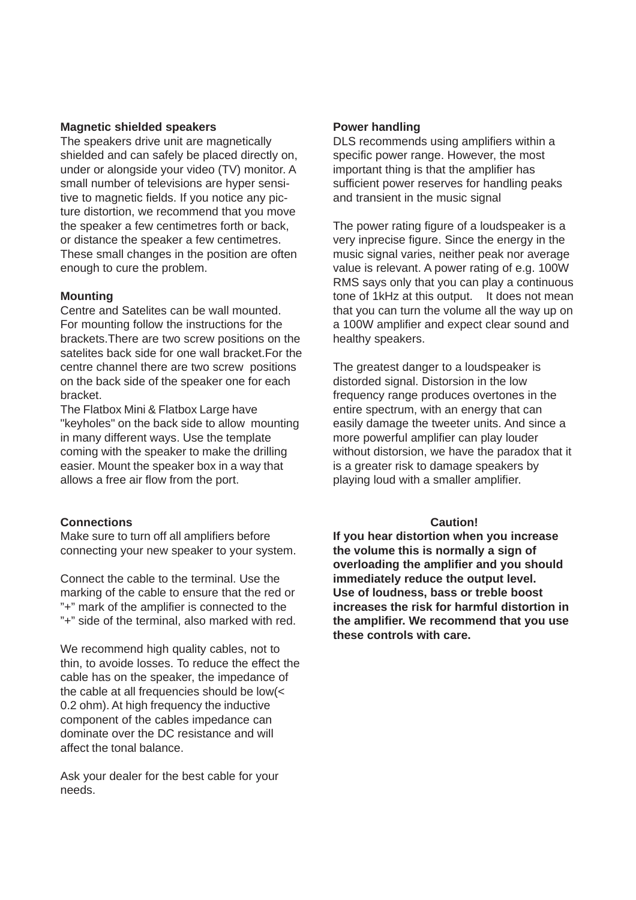**Magnetic shielded speakers**

The speakers drive unit are magnetically shielded and can safely be placed directly on, under or alongside your video (TV) monitor. A small number of televisions are hyper sensitive to magnetic fields. If you notice any picture distortion, we recommend that you move the speaker a few centimetres forth or back, or distance the speaker a few centimetres. These small changes in the position are often enough to cure the problem.

**Mounting**

Centre and Satelites can be wall mounted. For mounting follow the instructions for the brackets.There are two screw positions on the satelites back side for one wall bracket.For the centre channel there are two screw positions on the back side of the speaker one for each bracket.

The Flatbox Mini & Flatbox Large have "keyholes" on the back side to allow mounting in many different ways. Use the template coming with the speaker to make the drilling easier. Mount the speaker box in a way that allows a free air flow from the port.

**Connections**

Make sure to turn off all amplifiers before connecting your new speaker to your system.

Connect the cable to the terminal. Use the marking of the cable to ensure that the red or ”+” mark of the amplifier is connected to the ”+” side of the terminal, also marked with red.

We recommend high quality cables, not to thin, to avoide losses. To reduce the effect the cable has on the speaker, the impedance of the cable at all frequencies should be low(< 0.2 ohm). At high frequency the inductive component of the cables impedance can dominate over the DC resistance and will affect the tonal balance.

Ask your dealer for the best cable for your needs.

**Power handling**

DLS recommends using amplifiers within a specific power range. However, the most important thing is that the amplifier has sufficient power reserves for handling peaks and transient in the music signal

The power rating figure of a loudspeaker is a very inprecise figure. Since the energy in the music signal varies, neither peak nor average value is relevant. A power rating of e.g. 100W RMS says only that you can play a continuous tone of 1kHz at this output. It does not mean that you can turn the volume all the way up on a 100W amplifier and expect clear sound and healthy speakers.

The greatest danger to a loudspeaker is distorded signal. Distorsion in the low frequency range produces overtones in the entire spectrum, with an energy that can easily damage the tweeter units. And since a more powerful amplifier can play louder without distorsion, we have the paradox that it is a greater risk to damage speakers by playing loud with a smaller amplifier.

**Caution!**

**If you hear distortion when you increase the volume this is normally a sign of overloading the amplifier and you should immediately reduce the output level.**
**Use of loudness, bass or treble boost increases the risk for harmful distortion in the amplifier. We recommend that you use these controls with care.**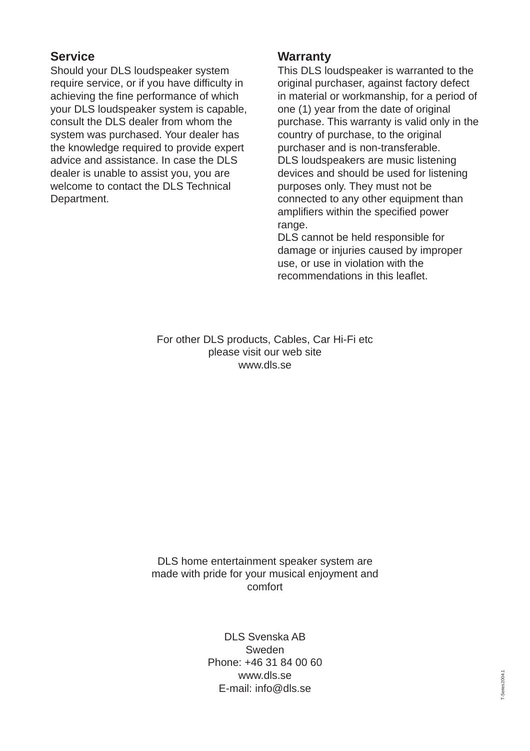## Service

Should your DLS loudspeaker system require service, or if you have difficulty in achieving the fine performance of which your DLS loudspeaker system is capable, consult the DLS dealer from whom the system was purchased. Your dealer has the knowledge required to provide expert advice and assistance. In case the DLS dealer is unable to assist you, you are welcome to contact the DLS Technical Department.

## Warranty

This DLS loudspeaker is warranted to the original purchaser, against factory defect in material or workmanship, for a period of one (1) year from the date of original purchase. This warranty is valid only in the country of purchase, to the original purchaser and is non-transferable.
DLS loudspeakers are music listening devices and should be used for listening purposes only. They must not be connected to any other equipment than amplifiers within the specified power range.
DLS cannot be held responsible for damage or injuries caused by improper use, or use in violation with the recommendations in this leaflet.

For other DLS products, Cables, Car Hi-Fi etc
please visit our web site
www.dls.se

DLS home entertainment speaker system are made with pride for your musical enjoyment and comfort

DLS Svenska AB
Sweden
Phone: +46 31 84 00 60
www.dls.se
E-mail: info@dls.se

T-Series2004-1